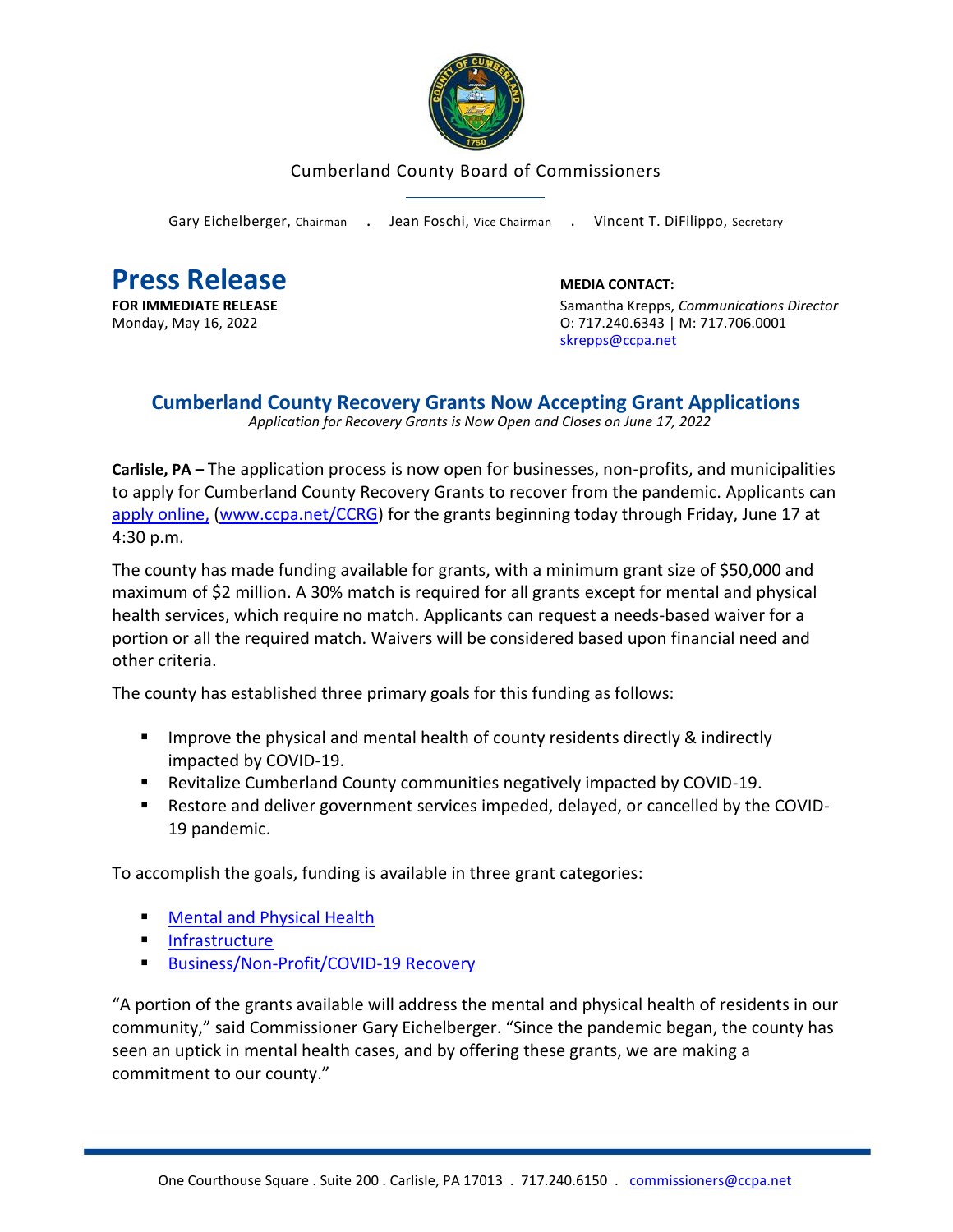Cumberland County Board of Commissioners

Gary Eichelberger, Chairman . Jean Foschi, Vice Chairman . Vincent T. DiFilippo, Secretary

# Press Release

**FOR IMMEDIATE RELEASE**
Monday, May 16, 2022

**MEDIA CONTACT:**
Samantha Krepps, *Communications Director*
O: 717.240.6343 | M: 717.706.0001
skrepps@ccpa.net

## Cumberland County Recovery Grants Now Accepting Grant Applications

*Application for Recovery Grants is Now Open and Closes on June 17, 2022*

**Carlisle, PA –** The application process is now open for businesses, non-profits, and municipalities to apply for Cumberland County Recovery Grants to recover from the pandemic. Applicants can apply online, (www.ccpa.net/CCRG) for the grants beginning today through Friday, June 17 at 4:30 p.m.

The county has made funding available for grants, with a minimum grant size of $50,000 and maximum of $2 million. A 30% match is required for all grants except for mental and physical health services, which require no match. Applicants can request a needs-based waiver for a portion or all the required match. Waivers will be considered based upon financial need and other criteria.

The county has established three primary goals for this funding as follows:

- Improve the physical and mental health of county residents directly & indirectly impacted by COVID-19.
- Revitalize Cumberland County communities negatively impacted by COVID-19.
- Restore and deliver government services impeded, delayed, or cancelled by the COVID-19 pandemic.

To accomplish the goals, funding is available in three grant categories:

- Mental and Physical Health
- Infrastructure
- Business/Non-Profit/COVID-19 Recovery

"A portion of the grants available will address the mental and physical health of residents in our community," said Commissioner Gary Eichelberger. "Since the pandemic began, the county has seen an uptick in mental health cases, and by offering these grants, we are making a commitment to our county."

One Courthouse Square . Suite 200 . Carlisle, PA 17013 . 717.240.6150 . commissioners@ccpa.net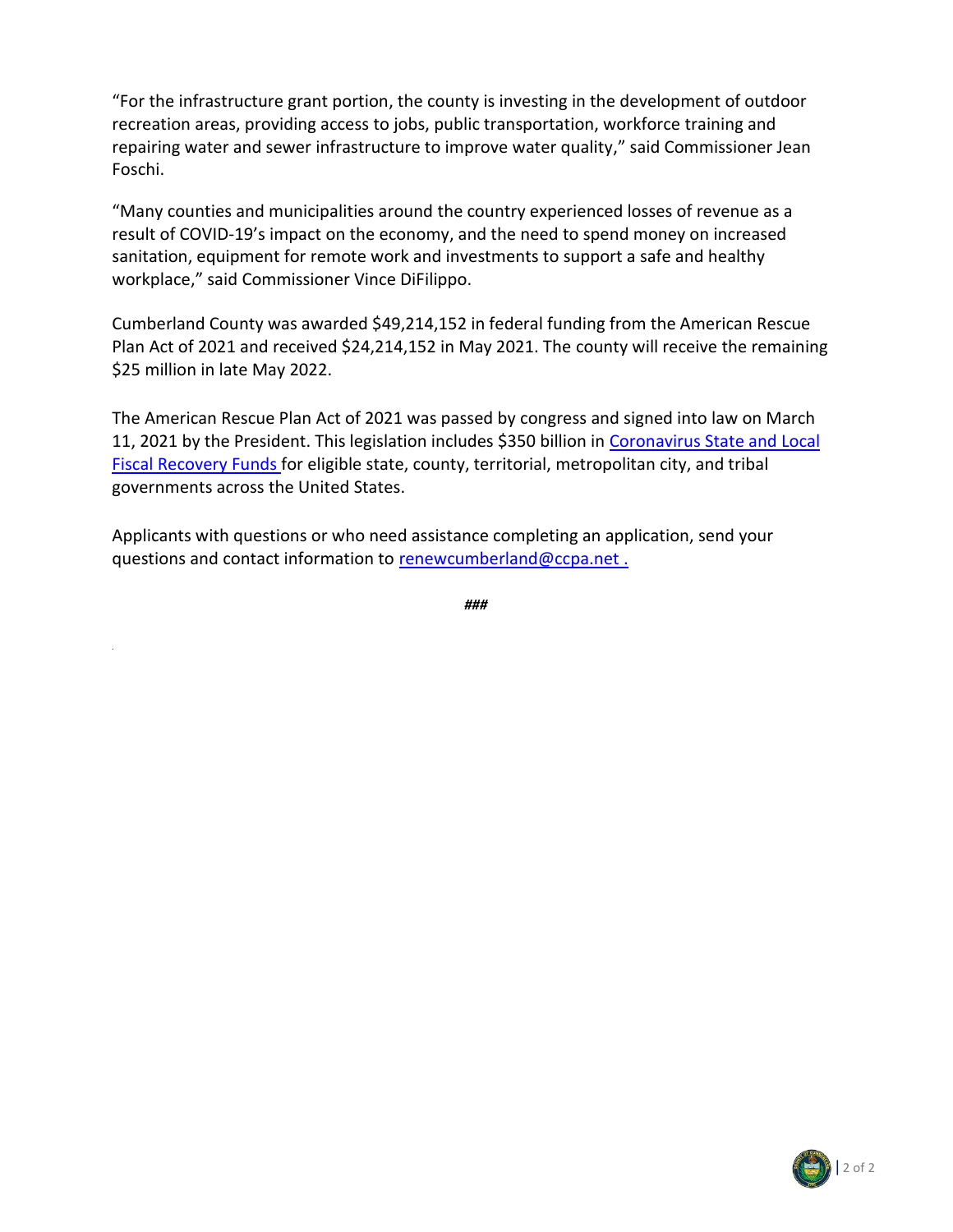"For the infrastructure grant portion, the county is investing in the development of outdoor recreation areas, providing access to jobs, public transportation, workforce training and repairing water and sewer infrastructure to improve water quality," said Commissioner Jean Foschi.

"Many counties and municipalities around the country experienced losses of revenue as a result of COVID-19's impact on the economy, and the need to spend money on increased sanitation, equipment for remote work and investments to support a safe and healthy workplace," said Commissioner Vince DiFilippo.

Cumberland County was awarded $49,214,152 in federal funding from the American Rescue Plan Act of 2021 and received $24,214,152 in May 2021. The county will receive the remaining $25 million in late May 2022.

The American Rescue Plan Act of 2021 was passed by congress and signed into law on March 11, 2021 by the President. This legislation includes $350 billion in Coronavirus State and Local Fiscal Recovery Funds for eligible state, county, territorial, metropolitan city, and tribal governments across the United States.

Applicants with questions or who need assistance completing an application, send your questions and contact information to renewcumberland@ccpa.net .

***###***